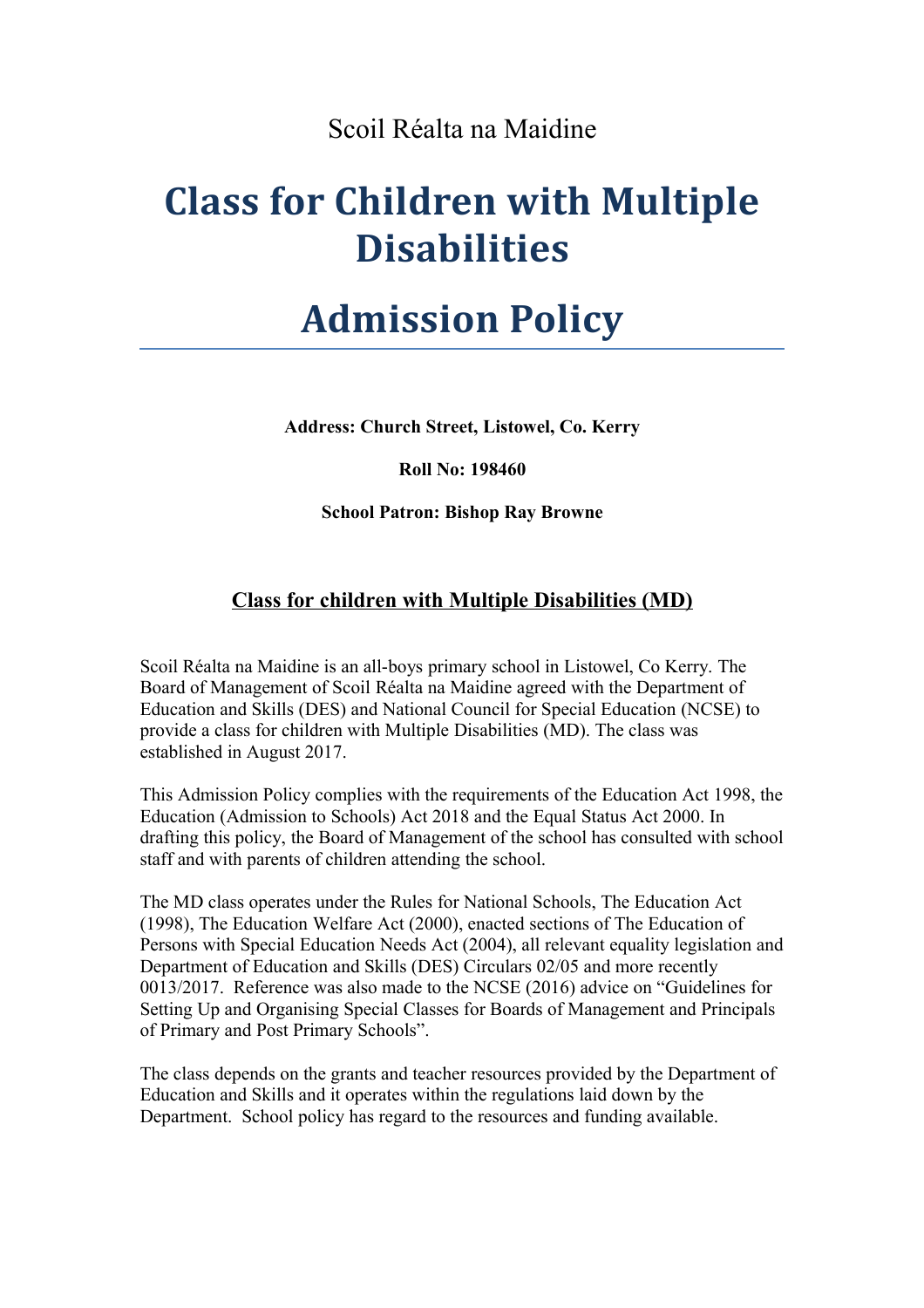Scoil Réalta na Maidine

# Class for Children with Multiple Disabilities

# Admission Policy

**Address: Church Street, Listowel, Co. Kerry**

**Roll No: 198460**

**School Patron: Bishop Ray Browne**

## Class for children with Multiple Disabilities (MD)

Scoil Réalta na Maidine is an all-boys primary school in Listowel, Co Kerry. The Board of Management of Scoil Réalta na Maidine agreed with the Department of Education and Skills (DES) and National Council for Special Education (NCSE) to provide a class for children with Multiple Disabilities (MD). The class was established in August 2017.

This Admission Policy complies with the requirements of the Education Act 1998, the Education (Admission to Schools) Act 2018 and the Equal Status Act 2000. In drafting this policy, the Board of Management of the school has consulted with school staff and with parents of children attending the school.

The MD class operates under the Rules for National Schools, The Education Act (1998), The Education Welfare Act (2000), enacted sections of The Education of Persons with Special Education Needs Act (2004), all relevant equality legislation and Department of Education and Skills (DES) Circulars 02/05 and more recently 0013/2017. Reference was also made to the NCSE (2016) advice on "Guidelines for Setting Up and Organising Special Classes for Boards of Management and Principals of Primary and Post Primary Schools".

The class depends on the grants and teacher resources provided by the Department of Education and Skills and it operates within the regulations laid down by the Department. School policy has regard to the resources and funding available.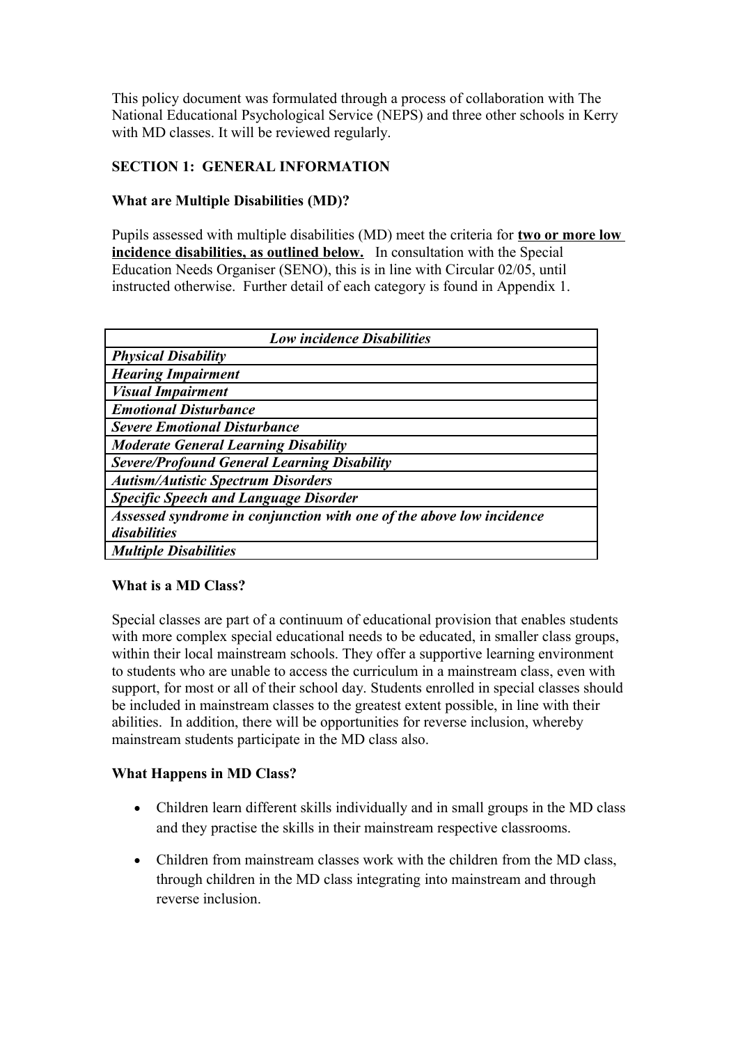This policy document was formulated through a process of collaboration with The National Educational Psychological Service (NEPS) and three other schools in Kerry with MD classes. It will be reviewed regularly.

## SECTION 1: GENERAL INFORMATION

### What are Multiple Disabilities (MD)?

Pupils assessed with multiple disabilities (MD) meet the criteria for **two or more low incidence disabilities, as outlined below.** In consultation with the Special Education Needs Organiser (SENO), this is in line with Circular 02/05, until instructed otherwise. Further detail of each category is found in Appendix 1.

| ***Low incidence Disabilities*** |
|---|
| ***Physical Disability*** |
| ***Hearing Impairment*** |
| ***Visual Impairment*** |
| ***Emotional Disturbance*** |
| ***Severe Emotional Disturbance*** |
| ***Moderate General Learning Disability*** |
| ***Severe/Profound General Learning Disability*** |
| ***Autism/Autistic Spectrum Disorders*** |
| ***Specific Speech and Language Disorder*** |
| ***Assessed syndrome in conjunction with one of the above low incidence disabilities*** |
| ***Multiple Disabilities*** |

### What is a MD Class?

Special classes are part of a continuum of educational provision that enables students with more complex special educational needs to be educated, in smaller class groups, within their local mainstream schools. They offer a supportive learning environment to students who are unable to access the curriculum in a mainstream class, even with support, for most or all of their school day. Students enrolled in special classes should be included in mainstream classes to the greatest extent possible, in line with their abilities. In addition, there will be opportunities for reverse inclusion, whereby mainstream students participate in the MD class also.

### What Happens in MD Class?

- Children learn different skills individually and in small groups in the MD class and they practise the skills in their mainstream respective classrooms.
- Children from mainstream classes work with the children from the MD class, through children in the MD class integrating into mainstream and through reverse inclusion.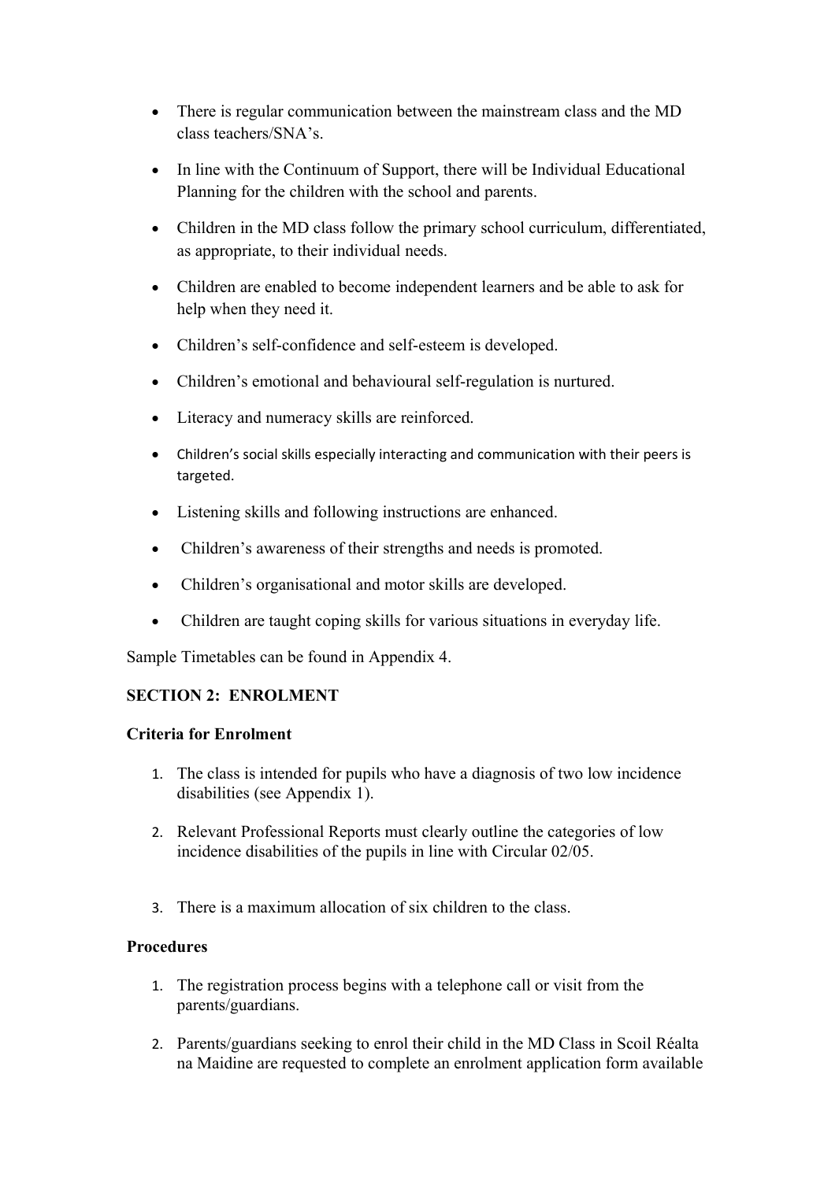- There is regular communication between the mainstream class and the MD class teachers/SNA's.
- In line with the Continuum of Support, there will be Individual Educational Planning for the children with the school and parents.
- Children in the MD class follow the primary school curriculum, differentiated, as appropriate, to their individual needs.
- Children are enabled to become independent learners and be able to ask for help when they need it.
- Children's self-confidence and self-esteem is developed.
- Children's emotional and behavioural self-regulation is nurtured.
- Literacy and numeracy skills are reinforced.
- Children's social skills especially interacting and communication with their peers is targeted.
- Listening skills and following instructions are enhanced.
- Children's awareness of their strengths and needs is promoted.
- Children's organisational and motor skills are developed.
- Children are taught coping skills for various situations in everyday life.

Sample Timetables can be found in Appendix 4.

## SECTION 2: ENROLMENT

### Criteria for Enrolment

1. The class is intended for pupils who have a diagnosis of two low incidence disabilities (see Appendix 1).
2. Relevant Professional Reports must clearly outline the categories of low incidence disabilities of the pupils in line with Circular 02/05.
3. There is a maximum allocation of six children to the class.

### Procedures

1. The registration process begins with a telephone call or visit from the parents/guardians.
2. Parents/guardians seeking to enrol their child in the MD Class in Scoil Réalta na Maidine are requested to complete an enrolment application form available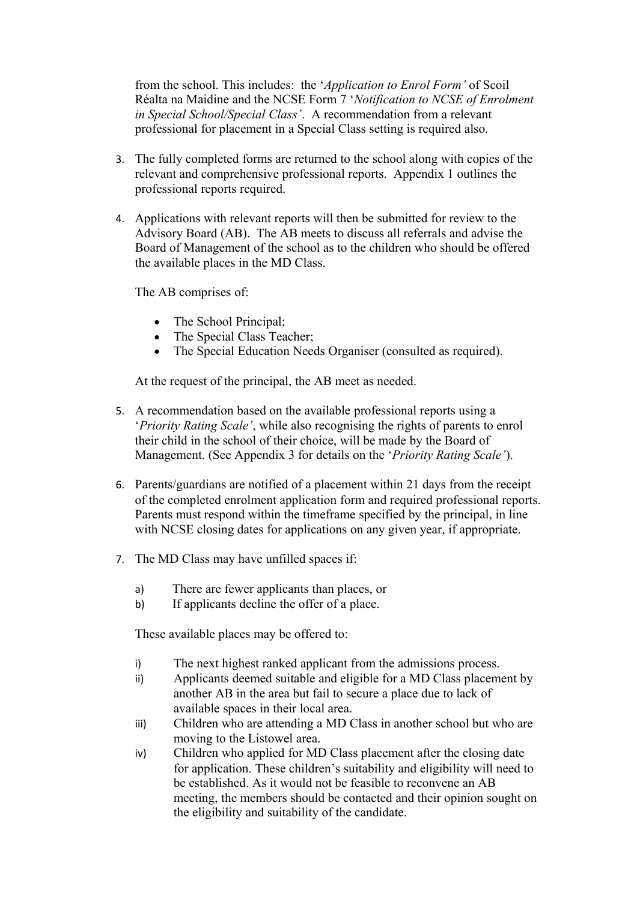from the school. This includes: the '*Application to Enrol Form'* of Scoil Réalta na Maidine and the NCSE Form 7 '*Notification to NCSE of Enrolment in Special School/Special Class'*. A recommendation from a relevant professional for placement in a Special Class setting is required also.

3. The fully completed forms are returned to the school along with copies of the relevant and comprehensive professional reports. Appendix 1 outlines the professional reports required.

4. Applications with relevant reports will then be submitted for review to the Advisory Board (AB). The AB meets to discuss all referrals and advise the Board of Management of the school as to the children who should be offered the available places in the MD Class.

   The AB comprises of:

   - The School Principal;
   - The Special Class Teacher;
   - The Special Education Needs Organiser (consulted as required).

   At the request of the principal, the AB meet as needed.

5. A recommendation based on the available professional reports using a '*Priority Rating Scale'*, while also recognising the rights of parents to enrol their child in the school of their choice, will be made by the Board of Management. (See Appendix 3 for details on the '*Priority Rating Scale'*).

6. Parents/guardians are notified of a placement within 21 days from the receipt of the completed enrolment application form and required professional reports. Parents must respond within the timeframe specified by the principal, in line with NCSE closing dates for applications on any given year, if appropriate.

7. The MD Class may have unfilled spaces if:

   a) There are fewer applicants than places, or
   b) If applicants decline the offer of a place.

   These available places may be offered to:

   i) The next highest ranked applicant from the admissions process.
   ii) Applicants deemed suitable and eligible for a MD Class placement by another AB in the area but fail to secure a place due to lack of available spaces in their local area.
   iii) Children who are attending a MD Class in another school but who are moving to the Listowel area.
   iv) Children who applied for MD Class placement after the closing date for application. These children's suitability and eligibility will need to be established. As it would not be feasible to reconvene an AB meeting, the members should be contacted and their opinion sought on the eligibility and suitability of the candidate.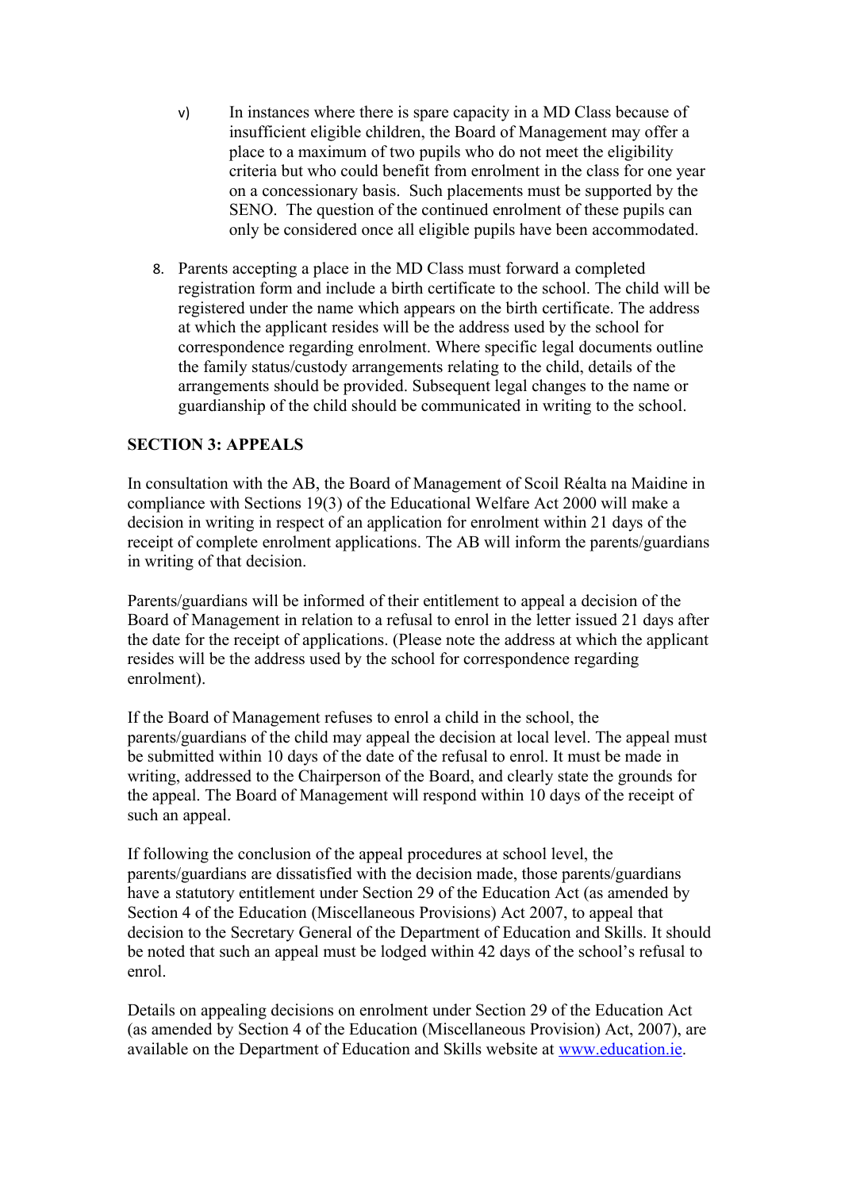v) In instances where there is spare capacity in a MD Class because of insufficient eligible children, the Board of Management may offer a place to a maximum of two pupils who do not meet the eligibility criteria but who could benefit from enrolment in the class for one year on a concessionary basis. Such placements must be supported by the SENO. The question of the continued enrolment of these pupils can only be considered once all eligible pupils have been accommodated.

8. Parents accepting a place in the MD Class must forward a completed registration form and include a birth certificate to the school. The child will be registered under the name which appears on the birth certificate. The address at which the applicant resides will be the address used by the school for correspondence regarding enrolment. Where specific legal documents outline the family status/custody arrangements relating to the child, details of the arrangements should be provided. Subsequent legal changes to the name or guardianship of the child should be communicated in writing to the school.

**SECTION 3: APPEALS**

In consultation with the AB, the Board of Management of Scoil Réalta na Maidine in compliance with Sections 19(3) of the Educational Welfare Act 2000 will make a decision in writing in respect of an application for enrolment within 21 days of the receipt of complete enrolment applications. The AB will inform the parents/guardians in writing of that decision.

Parents/guardians will be informed of their entitlement to appeal a decision of the Board of Management in relation to a refusal to enrol in the letter issued 21 days after the date for the receipt of applications. (Please note the address at which the applicant resides will be the address used by the school for correspondence regarding enrolment).

If the Board of Management refuses to enrol a child in the school, the parents/guardians of the child may appeal the decision at local level. The appeal must be submitted within 10 days of the date of the refusal to enrol. It must be made in writing, addressed to the Chairperson of the Board, and clearly state the grounds for the appeal. The Board of Management will respond within 10 days of the receipt of such an appeal.

If following the conclusion of the appeal procedures at school level, the parents/guardians are dissatisfied with the decision made, those parents/guardians have a statutory entitlement under Section 29 of the Education Act (as amended by Section 4 of the Education (Miscellaneous Provisions) Act 2007, to appeal that decision to the Secretary General of the Department of Education and Skills. It should be noted that such an appeal must be lodged within 42 days of the school's refusal to enrol.

Details on appealing decisions on enrolment under Section 29 of the Education Act (as amended by Section 4 of the Education (Miscellaneous Provision) Act, 2007), are available on the Department of Education and Skills website at [www.education.ie](http://www.education.ie).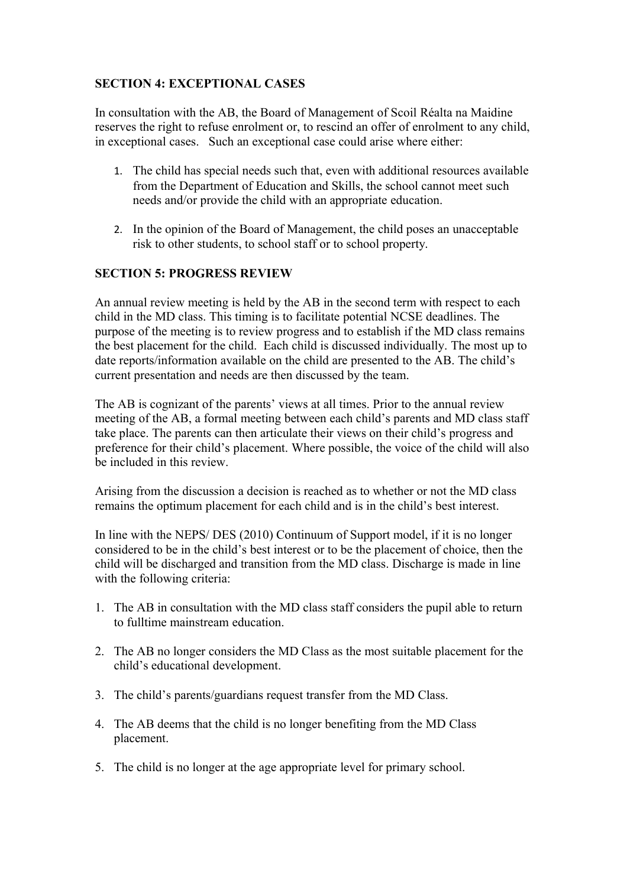## SECTION 4: EXCEPTIONAL CASES

In consultation with the AB, the Board of Management of Scoil Réalta na Maidine reserves the right to refuse enrolment or, to rescind an offer of enrolment to any child, in exceptional cases. Such an exceptional case could arise where either:

1. The child has special needs such that, even with additional resources available from the Department of Education and Skills, the school cannot meet such needs and/or provide the child with an appropriate education.
2. In the opinion of the Board of Management, the child poses an unacceptable risk to other students, to school staff or to school property.

## SECTION 5: PROGRESS REVIEW

An annual review meeting is held by the AB in the second term with respect to each child in the MD class. This timing is to facilitate potential NCSE deadlines. The purpose of the meeting is to review progress and to establish if the MD class remains the best placement for the child. Each child is discussed individually. The most up to date reports/information available on the child are presented to the AB. The child's current presentation and needs are then discussed by the team.

The AB is cognizant of the parents' views at all times. Prior to the annual review meeting of the AB, a formal meeting between each child's parents and MD class staff take place. The parents can then articulate their views on their child's progress and preference for their child's placement. Where possible, the voice of the child will also be included in this review.

Arising from the discussion a decision is reached as to whether or not the MD class remains the optimum placement for each child and is in the child's best interest.

In line with the NEPS/ DES (2010) Continuum of Support model, if it is no longer considered to be in the child's best interest or to be the placement of choice, then the child will be discharged and transition from the MD class. Discharge is made in line with the following criteria:

1. The AB in consultation with the MD class staff considers the pupil able to return to fulltime mainstream education.
2. The AB no longer considers the MD Class as the most suitable placement for the child's educational development.
3. The child's parents/guardians request transfer from the MD Class.
4. The AB deems that the child is no longer benefiting from the MD Class placement.
5. The child is no longer at the age appropriate level for primary school.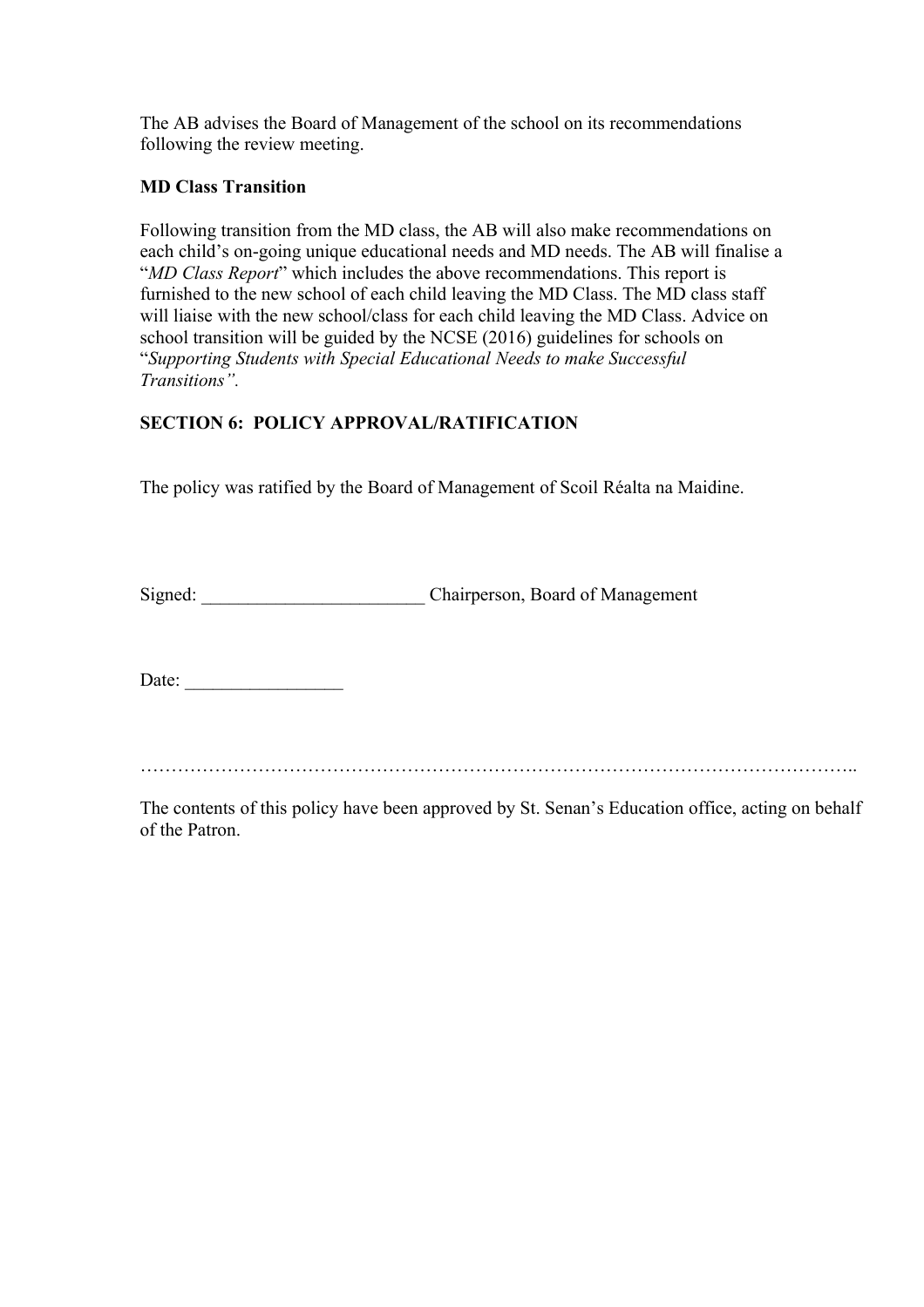The AB advises the Board of Management of the school on its recommendations following the review meeting.

**MD Class Transition**

Following transition from the MD class, the AB will also make recommendations on each child's on-going unique educational needs and MD needs. The AB will finalise a "*MD Class Report*" which includes the above recommendations. This report is furnished to the new school of each child leaving the MD Class. The MD class staff will liaise with the new school/class for each child leaving the MD Class. Advice on school transition will be guided by the NCSE (2016) guidelines for schools on "*Supporting Students with Special Educational Needs to make Successful Transitions".*

## SECTION 6: POLICY APPROVAL/RATIFICATION

The policy was ratified by the Board of Management of Scoil Réalta na Maidine.

Signed: ________________________ Chairperson, Board of Management

Date: _________________

…………………………………………………………………………………………………..

The contents of this policy have been approved by St. Senan's Education office, acting on behalf of the Patron.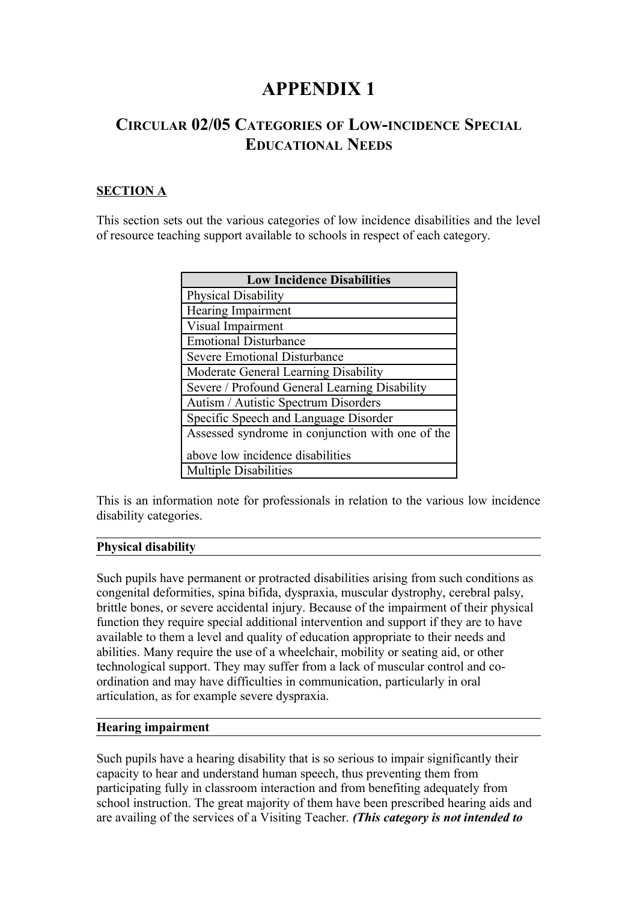# APPENDIX 1

## Circular 02/05 Categories of Low-incidence Special Educational Needs

**SECTION A**

This section sets out the various categories of low incidence disabilities and the level of resource teaching support available to schools in respect of each category.

| Low Incidence Disabilities |
|---|
| Physical Disability |
| Hearing Impairment |
| Visual Impairment |
| Emotional Disturbance |
| Severe Emotional Disturbance |
| Moderate General Learning Disability |
| Severe / Profound General Learning Disability |
| Autism / Autistic Spectrum Disorders |
| Specific Speech and Language Disorder |
| Assessed syndrome in conjunction with one of the above low incidence disabilities |
| Multiple Disabilities |

This is an information note for professionals in relation to the various low incidence disability categories.

**Physical disability**

Such pupils have permanent or protracted disabilities arising from such conditions as congenital deformities, spina bifida, dyspraxia, muscular dystrophy, cerebral palsy, brittle bones, or severe accidental injury. Because of the impairment of their physical function they require special additional intervention and support if they are to have available to them a level and quality of education appropriate to their needs and abilities. Many require the use of a wheelchair, mobility or seating aid, or other technological support. They may suffer from a lack of muscular control and co-ordination and may have difficulties in communication, particularly in oral articulation, as for example severe dyspraxia.

**Hearing impairment**

Such pupils have a hearing disability that is so serious to impair significantly their capacity to hear and understand human speech, thus preventing them from participating fully in classroom interaction and from benefiting adequately from school instruction. The great majority of them have been prescribed hearing aids and are availing of the services of a Visiting Teacher. ***(This category is not intended to***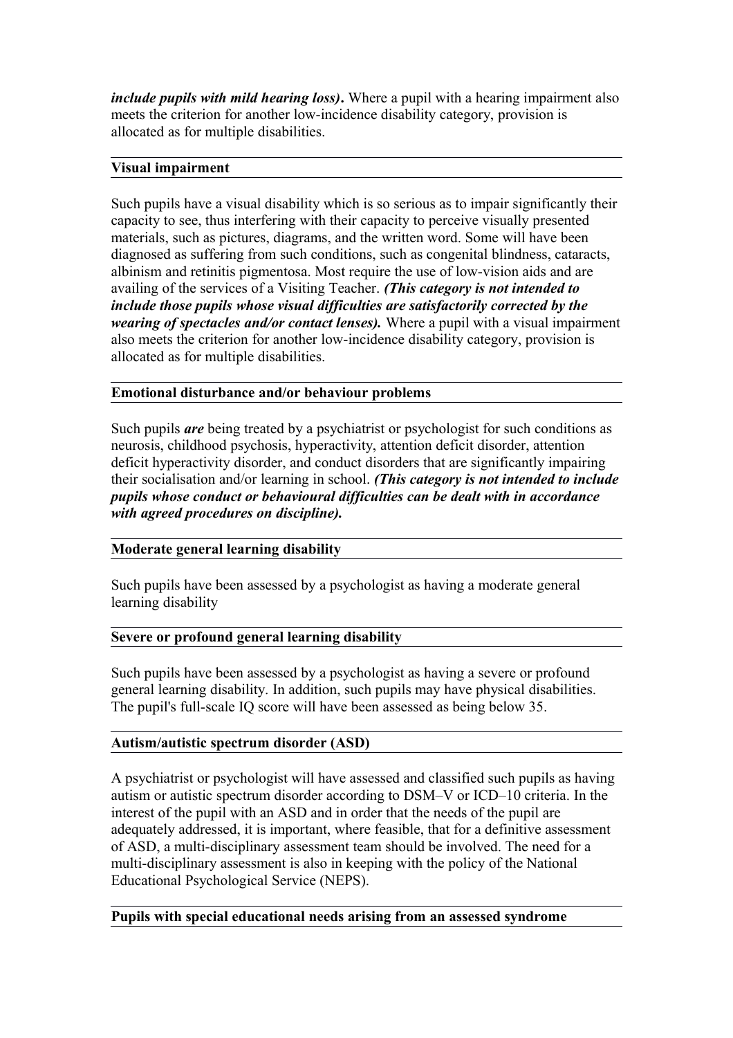***include pupils with mild hearing loss).*** Where a pupil with a hearing impairment also meets the criterion for another low-incidence disability category, provision is allocated as for multiple disabilities.

**Visual impairment**

Such pupils have a visual disability which is so serious as to impair significantly their capacity to see, thus interfering with their capacity to perceive visually presented materials, such as pictures, diagrams, and the written word. Some will have been diagnosed as suffering from such conditions, such as congenital blindness, cataracts, albinism and retinitis pigmentosa. Most require the use of low-vision aids and are availing of the services of a Visiting Teacher. ***(This category is not intended to include those pupils whose visual difficulties are satisfactorily corrected by the wearing of spectacles and/or contact lenses).*** Where a pupil with a visual impairment also meets the criterion for another low-incidence disability category, provision is allocated as for multiple disabilities.

**Emotional disturbance and/or behaviour problems**

Such pupils ***are*** being treated by a psychiatrist or psychologist for such conditions as neurosis, childhood psychosis, hyperactivity, attention deficit disorder, attention deficit hyperactivity disorder, and conduct disorders that are significantly impairing their socialisation and/or learning in school. ***(This category is not intended to include pupils whose conduct or behavioural difficulties can be dealt with in accordance with agreed procedures on discipline).***

**Moderate general learning disability**

Such pupils have been assessed by a psychologist as having a moderate general learning disability

**Severe or profound general learning disability**

Such pupils have been assessed by a psychologist as having a severe or profound general learning disability. In addition, such pupils may have physical disabilities. The pupil's full-scale IQ score will have been assessed as being below 35.

**Autism/autistic spectrum disorder (ASD)**

A psychiatrist or psychologist will have assessed and classified such pupils as having autism or autistic spectrum disorder according to DSM–V or ICD–10 criteria. In the interest of the pupil with an ASD and in order that the needs of the pupil are adequately addressed, it is important, where feasible, that for a definitive assessment of ASD, a multi-disciplinary assessment team should be involved. The need for a multi-disciplinary assessment is also in keeping with the policy of the National Educational Psychological Service (NEPS).

**Pupils with special educational needs arising from an assessed syndrome**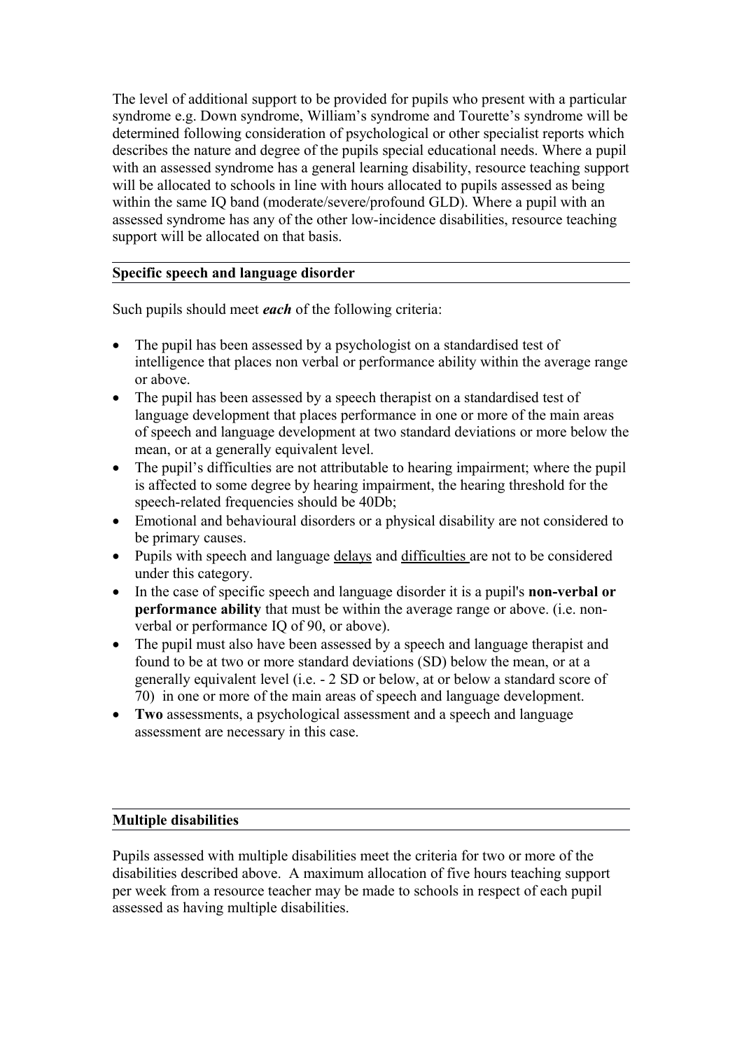The level of additional support to be provided for pupils who present with a particular syndrome e.g. Down syndrome, William's syndrome and Tourette's syndrome will be determined following consideration of psychological or other specialist reports which describes the nature and degree of the pupils special educational needs. Where a pupil with an assessed syndrome has a general learning disability, resource teaching support will be allocated to schools in line with hours allocated to pupils assessed as being within the same IQ band (moderate/severe/profound GLD). Where a pupil with an assessed syndrome has any of the other low-incidence disabilities, resource teaching support will be allocated on that basis.

## Specific speech and language disorder

Such pupils should meet ***each*** of the following criteria:

- The pupil has been assessed by a psychologist on a standardised test of intelligence that places non verbal or performance ability within the average range or above.
- The pupil has been assessed by a speech therapist on a standardised test of language development that places performance in one or more of the main areas of speech and language development at two standard deviations or more below the mean, or at a generally equivalent level.
- The pupil's difficulties are not attributable to hearing impairment; where the pupil is affected to some degree by hearing impairment, the hearing threshold for the speech-related frequencies should be 40Db;
- Emotional and behavioural disorders or a physical disability are not considered to be primary causes.
- Pupils with speech and language delays and difficulties are not to be considered under this category.
- In the case of specific speech and language disorder it is a pupil's **non-verbal or performance ability** that must be within the average range or above. (i.e. non-verbal or performance IQ of 90, or above).
- The pupil must also have been assessed by a speech and language therapist and found to be at two or more standard deviations (SD) below the mean, or at a generally equivalent level (i.e. - 2 SD or below, at or below a standard score of 70) in one or more of the main areas of speech and language development.
- **Two** assessments, a psychological assessment and a speech and language assessment are necessary in this case.

## Multiple disabilities

Pupils assessed with multiple disabilities meet the criteria for two or more of the disabilities described above. A maximum allocation of five hours teaching support per week from a resource teacher may be made to schools in respect of each pupil assessed as having multiple disabilities.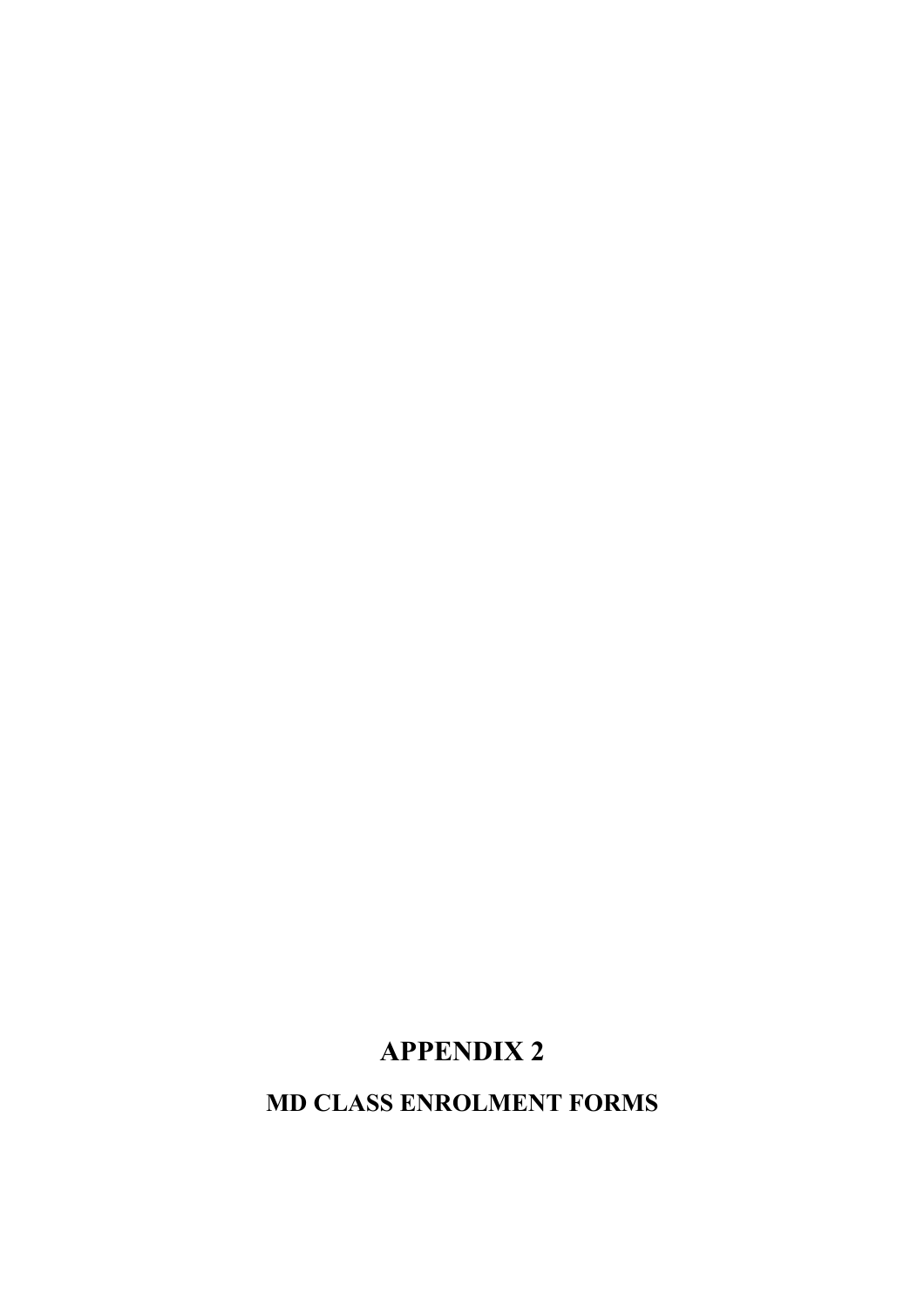# APPENDIX 2

## MD CLASS ENROLMENT FORMS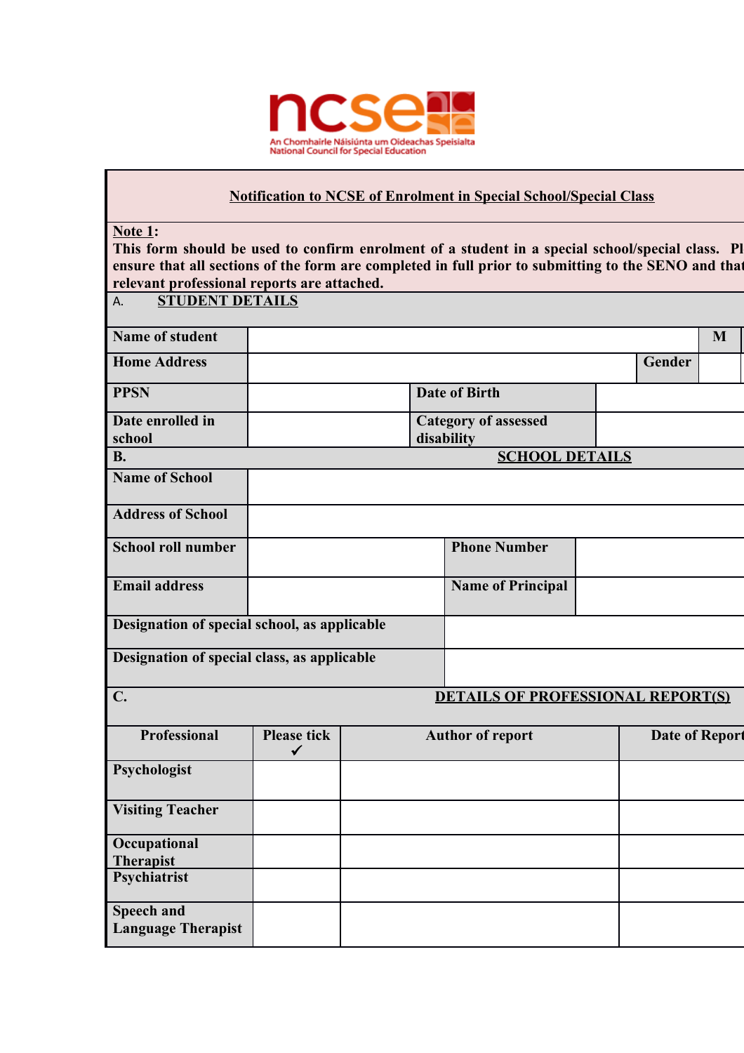ncse

An Chomhairle Náisiúnta um Oideachas Speisialta
National Council for Special Education

**Notification to NCSE of Enrolment in Special School/Special Class**

**Note 1:**
**This form should be used to confirm enrolment of a student in a special school/special class. Pl ensure that all sections of the form are completed in full prior to submitting to the SENO and that relevant professional reports are attached.**

A. **STUDENT DETAILS**

| **Name of student** | | | | **M** |
|---|---|---|---|---|
| **Home Address** | | | **Gender** | |
| **PPSN** | | **Date of Birth** | | |
| **Date enrolled in school** | | **Category of assessed disability** | | |

**B.** **SCHOOL DETAILS**

| **Name of School** | | | |
|---|---|---|---|
| **Address of School** | | | |
| **School roll number** | | **Phone Number** | |
| **Email address** | | **Name of Principal** | |
| **Designation of special school, as applicable** | | | |
| **Designation of special class, as applicable** | | | |

**C.** **DETAILS OF PROFESSIONAL REPORT(S)**

| **Professional** | **Please tick ✓** | **Author of report** | **Date of Report** |
|---|---|---|---|
| **Psychologist** | | | |
| **Visiting Teacher** | | | |
| **Occupational Therapist** | | | |
| **Psychiatrist** | | | |
| **Speech and Language Therapist** | | | |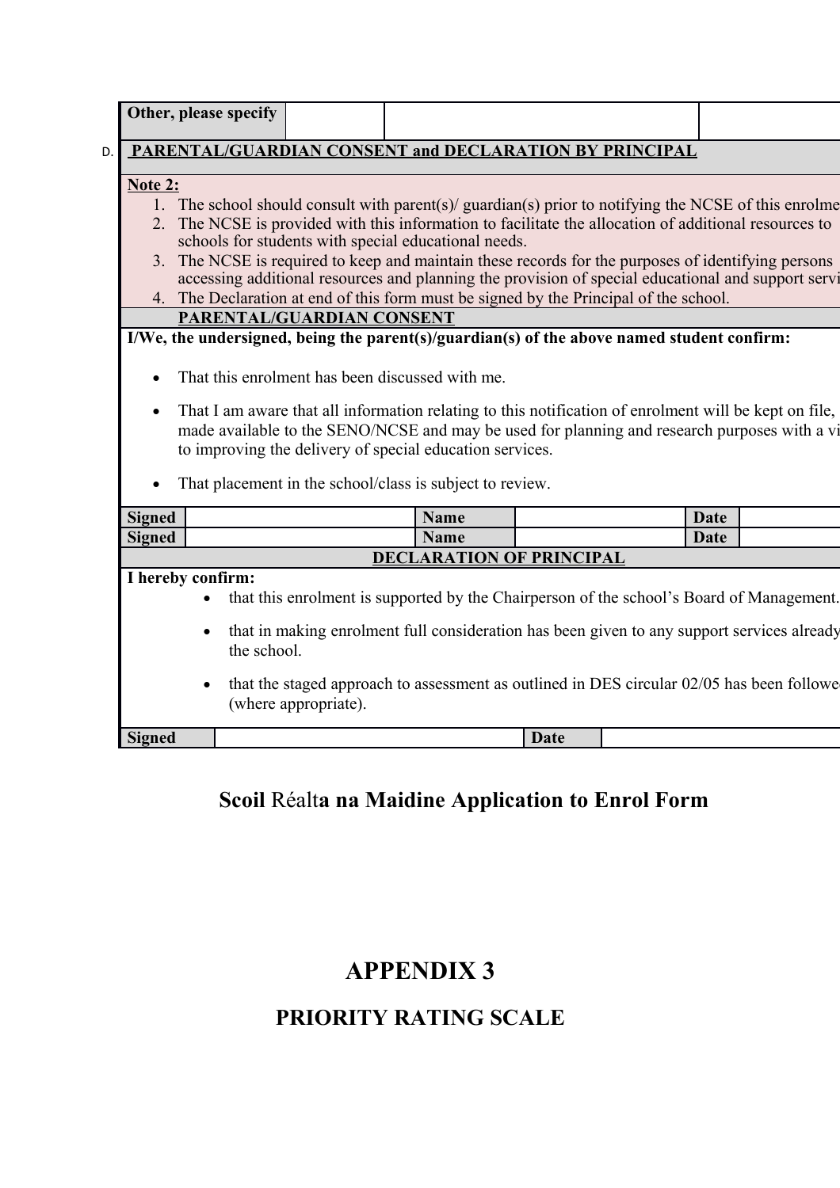| Other, please specify | | | |
|---|---|---|---|

D. **PARENTAL/GUARDIAN CONSENT and DECLARATION BY PRINCIPAL**

**Note 2:**

1. The school should consult with parent(s)/ guardian(s) prior to notifying the NCSE of this enrolme
2. The NCSE is provided with this information to facilitate the allocation of additional resources to schools for students with special educational needs.
3. The NCSE is required to keep and maintain these records for the purposes of identifying persons accessing additional resources and planning the provision of special educational and support servi
4. The Declaration at end of this form must be signed by the Principal of the school.

**PARENTAL/GUARDIAN CONSENT**

**I/We, the undersigned, being the parent(s)/guardian(s) of the above named student confirm:**

- That this enrolment has been discussed with me.
- That I am aware that all information relating to this notification of enrolment will be kept on file, made available to the SENO/NCSE and may be used for planning and research purposes with a vi to improving the delivery of special education services.
- That placement in the school/class is subject to review.

| Signed | | Name | | Date | |
|---|---|---|---|---|---|
| Signed | | Name | | Date | |

**DECLARATION OF PRINCIPAL**

**I hereby confirm:**

- that this enrolment is supported by the Chairperson of the school's Board of Management.
- that in making enrolment full consideration has been given to any support services already the school.
- that the staged approach to assessment as outlined in DES circular 02/05 has been followe (where appropriate).

| Signed | | Date | |
|---|---|---|---|

**Scoil Réalta na Maidine Application to Enrol Form**

# APPENDIX 3

## PRIORITY RATING SCALE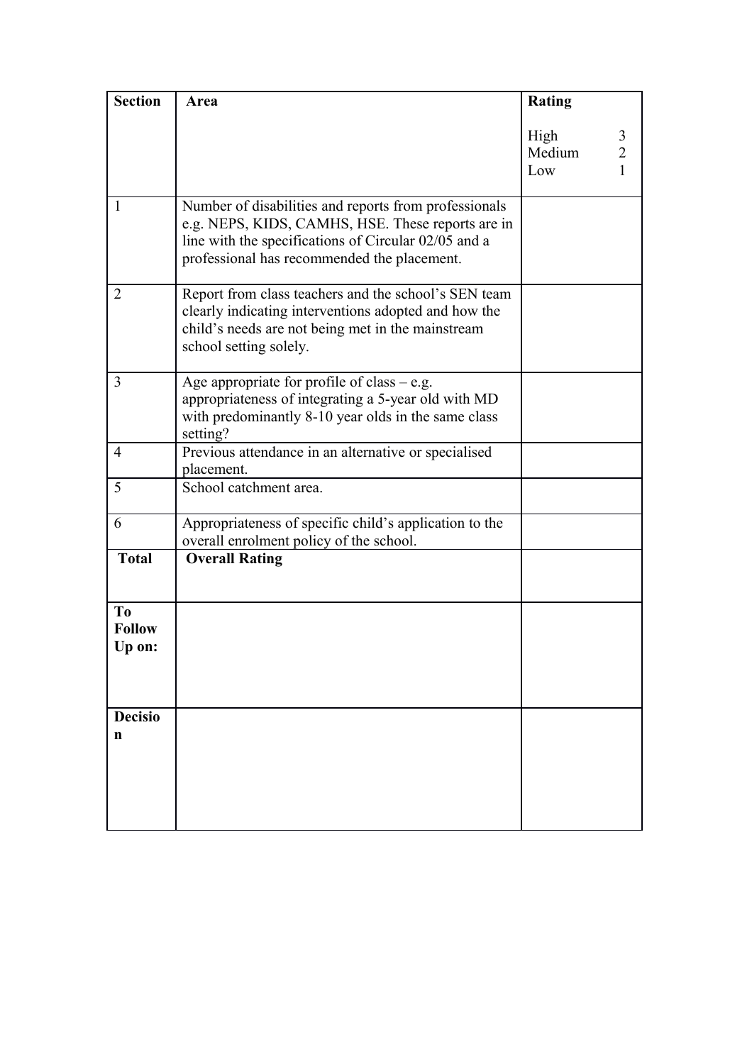| Section | Area | Rating<br><br>High 3<br>Medium 2<br>Low 1 |
|---|---|---|
| 1 | Number of disabilities and reports from professionals e.g. NEPS, KIDS, CAMHS, HSE. These reports are in line with the specifications of Circular 02/05 and a professional has recommended the placement. | |
| 2 | Report from class teachers and the school's SEN team clearly indicating interventions adopted and how the child's needs are not being met in the mainstream school setting solely. | |
| 3 | Age appropriate for profile of class – e.g. appropriateness of integrating a 5-year old with MD with predominantly 8-10 year olds in the same class setting? | |
| 4 | Previous attendance in an alternative or specialised placement. | |
| 5 | School catchment area. | |
| 6 | Appropriateness of specific child's application to the overall enrolment policy of the school. | |
| **Total** | **Overall Rating** | |
| **To Follow Up on:** | | |
| **Decision** | | |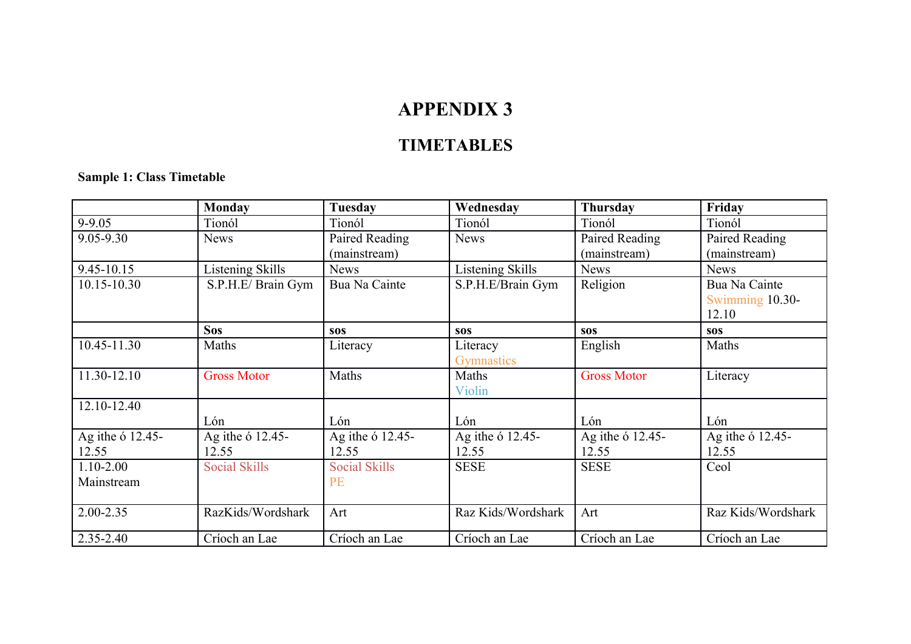# APPENDIX 3

## TIMETABLES

**Sample 1: Class Timetable**

| | **Monday** | **Tuesday** | **Wednesday** | **Thursday** | **Friday** |
|---|---|---|---|---|---|
| 9-9.05 | Tionól | Tionól | Tionól | Tionól | Tionól |
| 9.05-9.30 | News | Paired Reading (mainstream) | News | Paired Reading (mainstream) | Paired Reading (mainstream) |
| 9.45-10.15 | Listening Skills | News | Listening Skills | News | News |
| 10.15-10.30 | S.P.H.E/ Brain Gym | Bua Na Cainte | S.P.H.E/Brain Gym | Religion | Bua Na Cainte Swimming 10.30-12.10 |
| | **Sos** | **sos** | **sos** | **sos** | **sos** |
| 10.45-11.30 | Maths | Literacy | Literacy Gymnastics | English | Maths |
| 11.30-12.10 | Gross Motor | Maths | Maths Violin | Gross Motor | Literacy |
| 12.10-12.40 | Lón | Lón | Lón | Lón | Lón |
| Ag ithe ó 12.45-12.55 | Ag ithe ó 12.45-12.55 | Ag ithe ó 12.45-12.55 | Ag ithe ó 12.45-12.55 | Ag ithe ó 12.45-12.55 | Ag ithe ó 12.45-12.55 |
| 1.10-2.00 Mainstream | Social Skills | Social Skills PE | SESE | SESE | Ceol |
| 2.00-2.35 | RazKids/Wordshark | Art | Raz Kids/Wordshark | Art | Raz Kids/Wordshark |
| 2.35-2.40 | Críoch an Lae | Críoch an Lae | Críoch an Lae | Críoch an Lae | Críoch an Lae |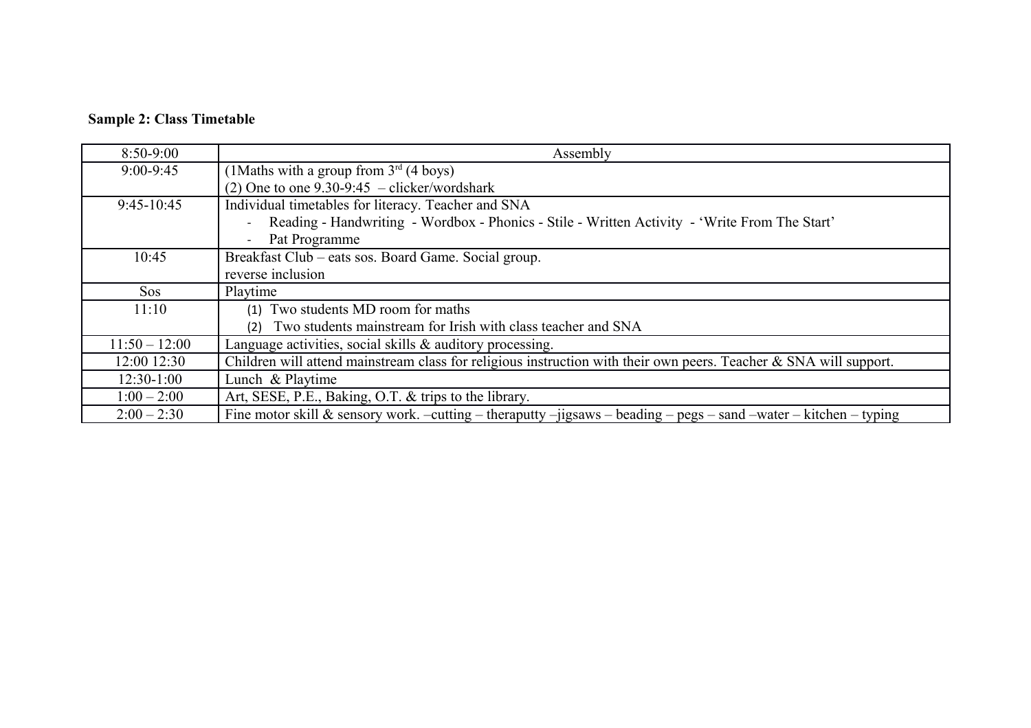**Sample 2: Class Timetable**

| | |
|---|---|
| 8:50-9:00 | Assembly |
| 9:00-9:45 | (1Maths with a group from 3rd (4 boys)<br>(2) One to one 9.30-9:45 – clicker/wordshark |
| 9:45-10:45 | Individual timetables for literacy. Teacher and SNA<br>- Reading - Handwriting - Wordbox - Phonics - Stile - Written Activity - 'Write From The Start'<br>- Pat Programme |
| 10:45 | Breakfast Club – eats sos. Board Game. Social group.<br>reverse inclusion |
| Sos | Playtime |
| 11:10 | (1) Two students MD room for maths<br>(2) Two students mainstream for Irish with class teacher and SNA |
| 11:50 – 12:00 | Language activities, social skills & auditory processing. |
| 12:00 12:30 | Children will attend mainstream class for religious instruction with their own peers. Teacher & SNA will support. |
| 12:30-1:00 | Lunch & Playtime |
| 1:00 – 2:00 | Art, SESE, P.E., Baking, O.T. & trips to the library. |
| 2:00 – 2:30 | Fine motor skill & sensory work. –cutting – theraputty –jigsaws – beading – pegs – sand –water – kitchen – typing |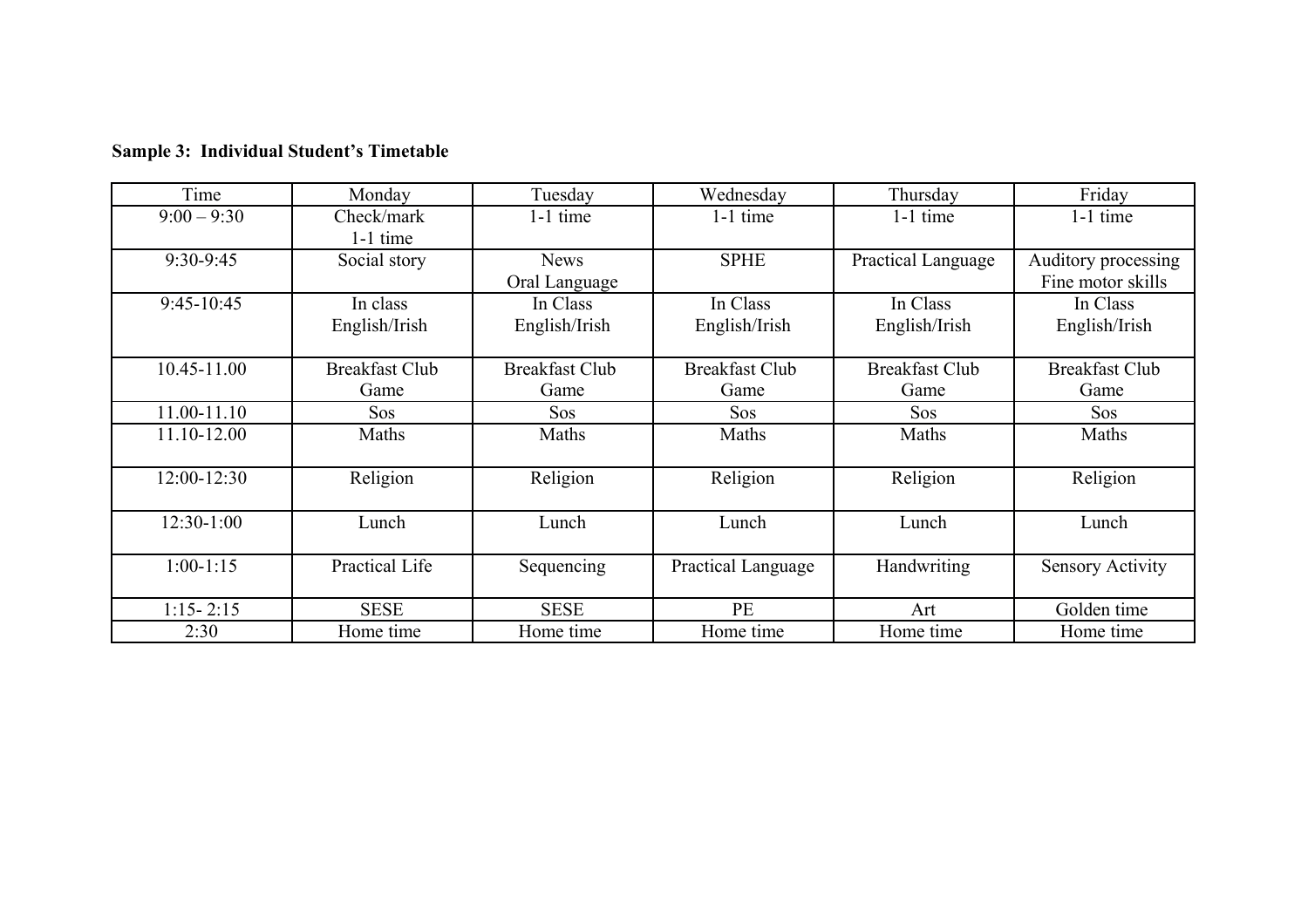**Sample 3: Individual Student's Timetable**

| Time | Monday | Tuesday | Wednesday | Thursday | Friday |
|---|---|---|---|---|---|
| 9:00 – 9:30 | Check/mark 1-1 time | 1-1 time | 1-1 time | 1-1 time | 1-1 time |
| 9:30-9:45 | Social story | News Oral Language | SPHE | Practical Language | Auditory processing Fine motor skills |
| 9:45-10:45 | In class English/Irish | In Class English/Irish | In Class English/Irish | In Class English/Irish | In Class English/Irish |
| 10.45-11.00 | Breakfast Club Game | Breakfast Club Game | Breakfast Club Game | Breakfast Club Game | Breakfast Club Game |
| 11.00-11.10 | Sos | Sos | Sos | Sos | Sos |
| 11.10-12.00 | Maths | Maths | Maths | Maths | Maths |
| 12:00-12:30 | Religion | Religion | Religion | Religion | Religion |
| 12:30-1:00 | Lunch | Lunch | Lunch | Lunch | Lunch |
| 1:00-1:15 | Practical Life | Sequencing | Practical Language | Handwriting | Sensory Activity |
| 1:15- 2:15 | SESE | SESE | PE | Art | Golden time |
| 2:30 | Home time | Home time | Home time | Home time | Home time |